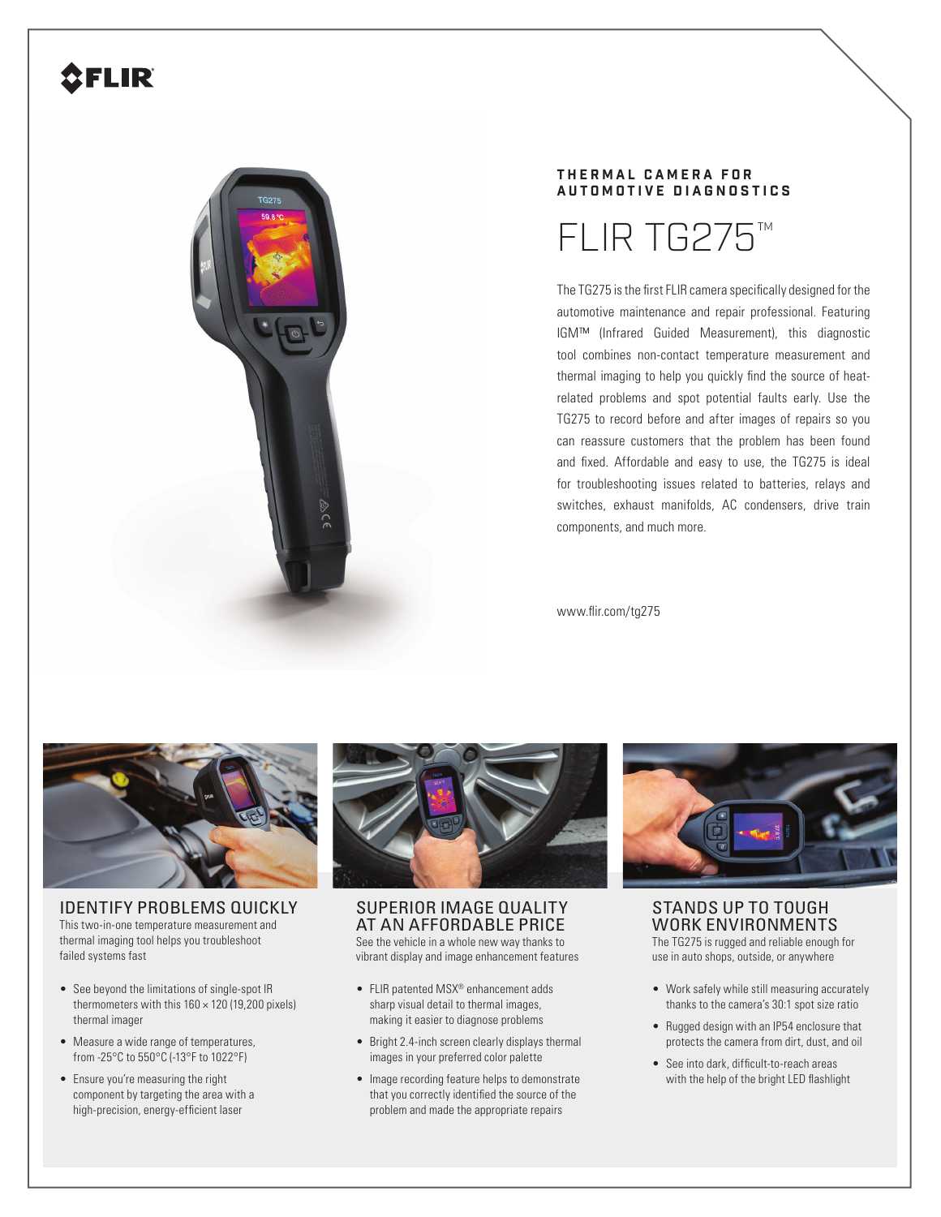FLIR

THERMAL CAMERA FOR AUTOMOTIVE DIAGNOSTICS

# FLIR TG275™

The TG275 is the first FLIR camera specifically designed for the automotive maintenance and repair professional. Featuring IGM™ (Infrared Guided Measurement), this diagnostic tool combines non-contact temperature measurement and thermal imaging to help you quickly find the source of heat-related problems and spot potential faults early. Use the TG275 to record before and after images of repairs so you can reassure customers that the problem has been found and fixed. Affordable and easy to use, the TG275 is ideal for troubleshooting issues related to batteries, relays and switches, exhaust manifolds, AC condensers, drive train components, and much more.

www.flir.com/tg275

## IDENTIFY PROBLEMS QUICKLY

This two-in-one temperature measurement and thermal imaging tool helps you troubleshoot failed systems fast

- See beyond the limitations of single-spot IR thermometers with this 160 × 120 (19,200 pixels) thermal imager
- Measure a wide range of temperatures, from -25°C to 550°C (-13°F to 1022°F)
- Ensure you're measuring the right component by targeting the area with a high-precision, energy-efficient laser

## SUPERIOR IMAGE QUALITY AT AN AFFORDABLE PRICE

See the vehicle in a whole new way thanks to vibrant display and image enhancement features

- FLIR patented MSX® enhancement adds sharp visual detail to thermal images, making it easier to diagnose problems
- Bright 2.4-inch screen clearly displays thermal images in your preferred color palette
- Image recording feature helps to demonstrate that you correctly identified the source of the problem and made the appropriate repairs

## STANDS UP TO TOUGH WORK ENVIRONMENTS

The TG275 is rugged and reliable enough for use in auto shops, outside, or anywhere

- Work safely while still measuring accurately thanks to the camera's 30:1 spot size ratio
- Rugged design with an IP54 enclosure that protects the camera from dirt, dust, and oil
- See into dark, difficult-to-reach areas with the help of the bright LED flashlight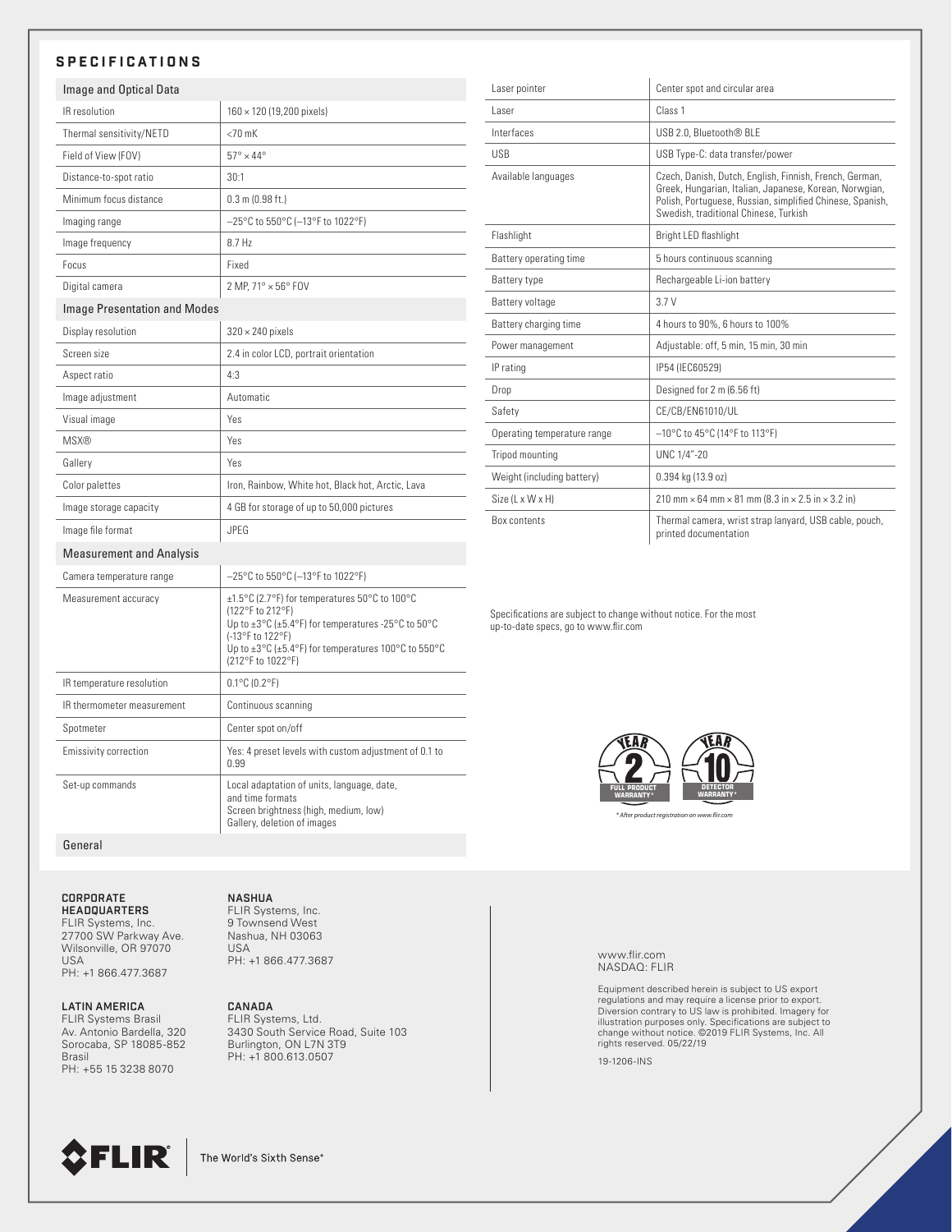## SPECIFICATIONS

| | |
|---|---|
| **Image and Optical Data** | |
| IR resolution | 160 × 120 (19,200 pixels) |
| Thermal sensitivity/NETD | <70 mK |
| Field of View (FOV) | 57° × 44° |
| Distance-to-spot ratio | 30:1 |
| Minimum focus distance | 0.3 m (0.98 ft.) |
| Imaging range | –25°C to 550°C (–13°F to 1022°F) |
| Image frequency | 8.7 Hz |
| Focus | Fixed |
| Digital camera | 2 MP, 71° × 56° FOV |
| **Image Presentation and Modes** | |
| Display resolution | 320 × 240 pixels |
| Screen size | 2.4 in color LCD, portrait orientation |
| Aspect ratio | 4:3 |
| Image adjustment | Automatic |
| Visual image | Yes |
| MSX® | Yes |
| Gallery | Yes |
| Color palettes | Iron, Rainbow, White hot, Black hot, Arctic, Lava |
| Image storage capacity | 4 GB for storage of up to 50,000 pictures |
| Image file format | JPEG |
| **Measurement and Analysis** | |
| Camera temperature range | –25°C to 550°C (–13°F to 1022°F) |
| Measurement accuracy | ±1.5°C (2.7°F) for temperatures 50°C to 100°C (122°F to 212°F)<br>Up to ±3°C (±5.4°F) for temperatures -25°C to 50°C (-13°F to 122°F)<br>Up to ±3°C (±5.4°F) for temperatures 100°C to 550°C (212°F to 1022°F) |
| IR temperature resolution | 0.1°C (0.2°F) |
| IR thermometer measurement | Continuous scanning |
| Spotmeter | Center spot on/off |
| Emissivity correction | Yes: 4 preset levels with custom adjustment of 0.1 to 0.99 |
| Set-up commands | Local adaptation of units, language, date, and time formats<br>Screen brightness (high, medium, low)<br>Gallery, deletion of images |
| **General** | |
| Laser pointer | Center spot and circular area |
| Laser | Class 1 |
| Interfaces | USB 2.0, Bluetooth® BLE |
| USB | USB Type-C: data transfer/power |
| Available languages | Czech, Danish, Dutch, English, Finnish, French, German, Greek, Hungarian, Italian, Japanese, Korean, Norwgian, Polish, Portuguese, Russian, simplified Chinese, Spanish, Swedish, traditional Chinese, Turkish |
| Flashlight | Bright LED flashlight |
| Battery operating time | 5 hours continuous scanning |
| Battery type | Rechargeable Li-ion battery |
| Battery voltage | 3.7 V |
| Battery charging time | 4 hours to 90%, 6 hours to 100% |
| Power management | Adjustable: off, 5 min, 15 min, 30 min |
| IP rating | IP54 (IEC60529) |
| Drop | Designed for 2 m (6.56 ft) |
| Safety | CE/CB/EN61010/UL |
| Operating temperature range | –10°C to 45°C (14°F to 113°F) |
| Tripod mounting | UNC 1/4"-20 |
| Weight (including battery) | 0.394 kg (13.9 oz) |
| Size (L x W x H) | 210 mm × 64 mm × 81 mm (8.3 in × 2.5 in × 3.2 in) |
| Box contents | Thermal camera, wrist strap lanyard, USB cable, pouch, printed documentation |

Specifications are subject to change without notice. For the most up-to-date specs, go to www.flir.com

YEAR 2 FULL PRODUCT WARRANTY* — YEAR 10 DETECTOR WARRANTY*

*After product registration on www.flir.com

**CORPORATE HEADQUARTERS**
FLIR Systems, Inc.
27700 SW Parkway Ave.
Wilsonville, OR 97070
USA
PH: +1 866.477.3687

**LATIN AMERICA**
FLIR Systems Brasil
Av. Antonio Bardella, 320
Sorocaba, SP 18085-852
Brasil
PH: +55 15 3238 8070

**NASHUA**
FLIR Systems, Inc.
9 Townsend West
Nashua, NH 03063
USA
PH: +1 866.477.3687

**CANADA**
FLIR Systems, Ltd.
3430 South Service Road, Suite 103
Burlington, ON L7N 3T9
PH: +1 800.613.0507

www.flir.com
NASDAQ: FLIR

Equipment described herein is subject to US export regulations and may require a license prior to export. Diversion contrary to US law is prohibited. Imagery for illustration purposes only. Specifications are subject to change without notice. ©2019 FLIR Systems, Inc. All rights reserved. 05/22/19

19-1206-INS

FLIR | The World's Sixth Sense®